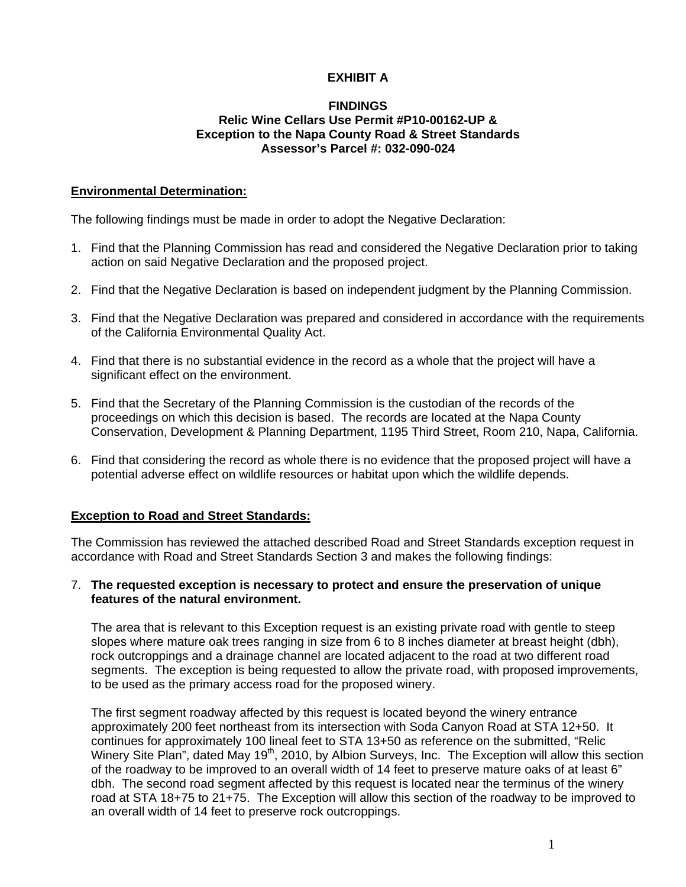# EXHIBIT A

## FINDINGS
## Relic Wine Cellars Use Permit #P10-00162-UP & Exception to the Napa County Road & Street Standards Assessor's Parcel #: 032-090-024

**Environmental Determination:**

The following findings must be made in order to adopt the Negative Declaration:

1. Find that the Planning Commission has read and considered the Negative Declaration prior to taking action on said Negative Declaration and the proposed project.

2. Find that the Negative Declaration is based on independent judgment by the Planning Commission.

3. Find that the Negative Declaration was prepared and considered in accordance with the requirements of the California Environmental Quality Act.

4. Find that there is no substantial evidence in the record as a whole that the project will have a significant effect on the environment.

5. Find that the Secretary of the Planning Commission is the custodian of the records of the proceedings on which this decision is based. The records are located at the Napa County Conservation, Development & Planning Department, 1195 Third Street, Room 210, Napa, California.

6. Find that considering the record as whole there is no evidence that the proposed project will have a potential adverse effect on wildlife resources or habitat upon which the wildlife depends.

**Exception to Road and Street Standards:**

The Commission has reviewed the attached described Road and Street Standards exception request in accordance with Road and Street Standards Section 3 and makes the following findings:

7. **The requested exception is necessary to protect and ensure the preservation of unique features of the natural environment.**

   The area that is relevant to this Exception request is an existing private road with gentle to steep slopes where mature oak trees ranging in size from 6 to 8 inches diameter at breast height (dbh), rock outcroppings and a drainage channel are located adjacent to the road at two different road segments. The exception is being requested to allow the private road, with proposed improvements, to be used as the primary access road for the proposed winery.

   The first segment roadway affected by this request is located beyond the winery entrance approximately 200 feet northeast from its intersection with Soda Canyon Road at STA 12+50. It continues for approximately 100 lineal feet to STA 13+50 as reference on the submitted, "Relic Winery Site Plan", dated May 19th, 2010, by Albion Surveys, Inc. The Exception will allow this section of the roadway to be improved to an overall width of 14 feet to preserve mature oaks of at least 6" dbh. The second road segment affected by this request is located near the terminus of the winery road at STA 18+75 to 21+75. The Exception will allow this section of the roadway to be improved to an overall width of 14 feet to preserve rock outcroppings.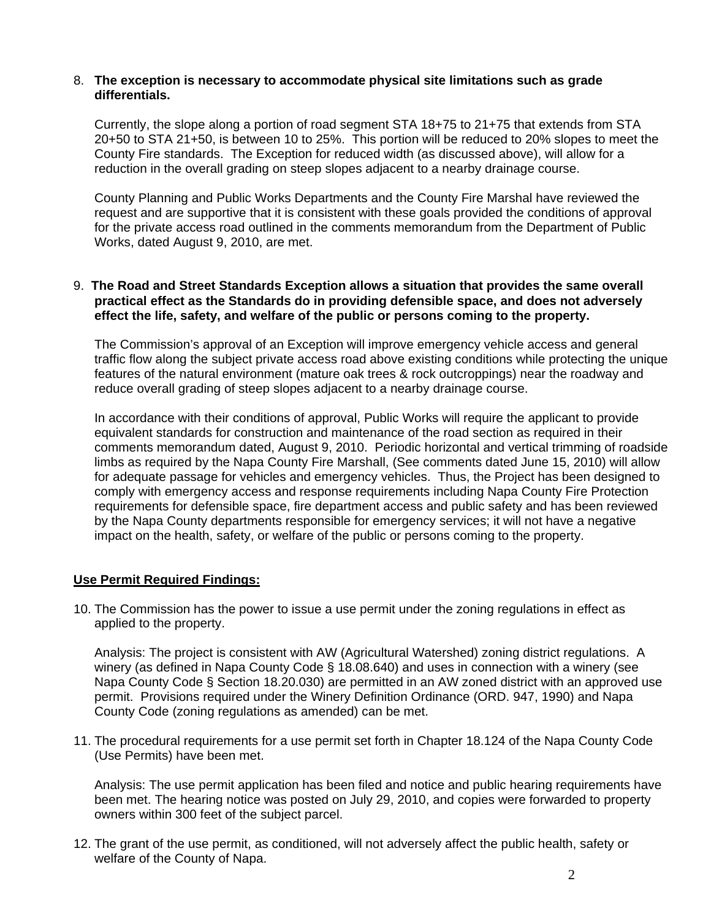8. **The exception is necessary to accommodate physical site limitations such as grade differentials.**

   Currently, the slope along a portion of road segment STA 18+75 to 21+75 that extends from STA 20+50 to STA 21+50, is between 10 to 25%. This portion will be reduced to 20% slopes to meet the County Fire standards. The Exception for reduced width (as discussed above), will allow for a reduction in the overall grading on steep slopes adjacent to a nearby drainage course.

   County Planning and Public Works Departments and the County Fire Marshal have reviewed the request and are supportive that it is consistent with these goals provided the conditions of approval for the private access road outlined in the comments memorandum from the Department of Public Works, dated August 9, 2010, are met.

9. **The Road and Street Standards Exception allows a situation that provides the same overall practical effect as the Standards do in providing defensible space, and does not adversely effect the life, safety, and welfare of the public or persons coming to the property.**

   The Commission's approval of an Exception will improve emergency vehicle access and general traffic flow along the subject private access road above existing conditions while protecting the unique features of the natural environment (mature oak trees & rock outcroppings) near the roadway and reduce overall grading of steep slopes adjacent to a nearby drainage course.

   In accordance with their conditions of approval, Public Works will require the applicant to provide equivalent standards for construction and maintenance of the road section as required in their comments memorandum dated, August 9, 2010. Periodic horizontal and vertical trimming of roadside limbs as required by the Napa County Fire Marshall, (See comments dated June 15, 2010) will allow for adequate passage for vehicles and emergency vehicles. Thus, the Project has been designed to comply with emergency access and response requirements including Napa County Fire Protection requirements for defensible space, fire department access and public safety and has been reviewed by the Napa County departments responsible for emergency services; it will not have a negative impact on the health, safety, or welfare of the public or persons coming to the property.

**<u>Use Permit Required Findings:</u>**

10. The Commission has the power to issue a use permit under the zoning regulations in effect as applied to the property.

    Analysis: The project is consistent with AW (Agricultural Watershed) zoning district regulations. A winery (as defined in Napa County Code § 18.08.640) and uses in connection with a winery (see Napa County Code § Section 18.20.030) are permitted in an AW zoned district with an approved use permit. Provisions required under the Winery Definition Ordinance (ORD. 947, 1990) and Napa County Code (zoning regulations as amended) can be met.

11. The procedural requirements for a use permit set forth in Chapter 18.124 of the Napa County Code (Use Permits) have been met.

    Analysis: The use permit application has been filed and notice and public hearing requirements have been met. The hearing notice was posted on July 29, 2010, and copies were forwarded to property owners within 300 feet of the subject parcel.

12. The grant of the use permit, as conditioned, will not adversely affect the public health, safety or welfare of the County of Napa.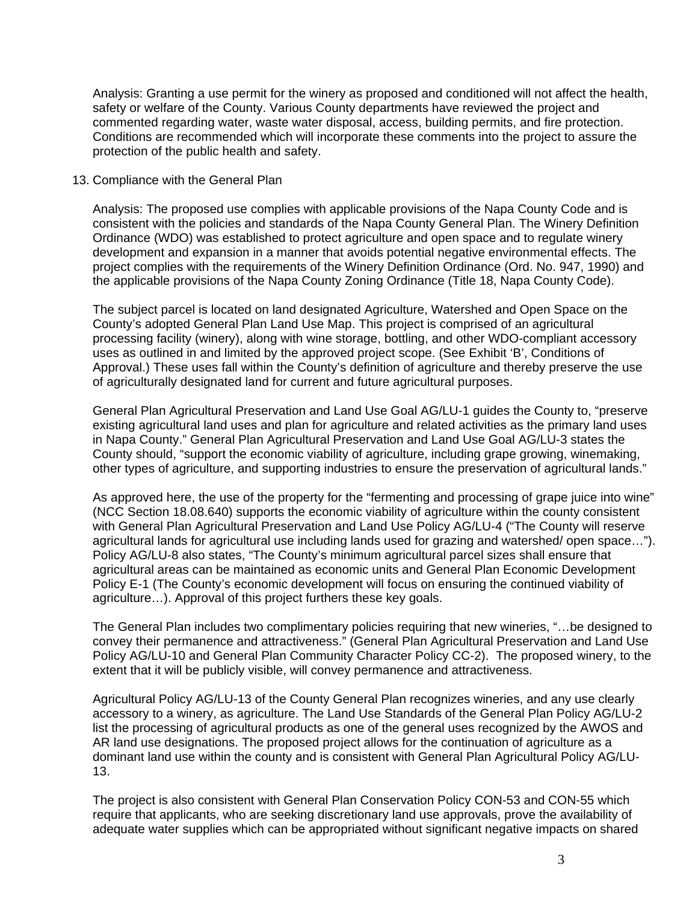Analysis: Granting a use permit for the winery as proposed and conditioned will not affect the health, safety or welfare of the County. Various County departments have reviewed the project and commented regarding water, waste water disposal, access, building permits, and fire protection. Conditions are recommended which will incorporate these comments into the project to assure the protection of the public health and safety.

13. Compliance with the General Plan

Analysis: The proposed use complies with applicable provisions of the Napa County Code and is consistent with the policies and standards of the Napa County General Plan. The Winery Definition Ordinance (WDO) was established to protect agriculture and open space and to regulate winery development and expansion in a manner that avoids potential negative environmental effects. The project complies with the requirements of the Winery Definition Ordinance (Ord. No. 947, 1990) and the applicable provisions of the Napa County Zoning Ordinance (Title 18, Napa County Code).

The subject parcel is located on land designated Agriculture, Watershed and Open Space on the County's adopted General Plan Land Use Map. This project is comprised of an agricultural processing facility (winery), along with wine storage, bottling, and other WDO-compliant accessory uses as outlined in and limited by the approved project scope. (See Exhibit 'B', Conditions of Approval.) These uses fall within the County's definition of agriculture and thereby preserve the use of agriculturally designated land for current and future agricultural purposes.

General Plan Agricultural Preservation and Land Use Goal AG/LU-1 guides the County to, "preserve existing agricultural land uses and plan for agriculture and related activities as the primary land uses in Napa County." General Plan Agricultural Preservation and Land Use Goal AG/LU-3 states the County should, "support the economic viability of agriculture, including grape growing, winemaking, other types of agriculture, and supporting industries to ensure the preservation of agricultural lands."

As approved here, the use of the property for the "fermenting and processing of grape juice into wine" (NCC Section 18.08.640) supports the economic viability of agriculture within the county consistent with General Plan Agricultural Preservation and Land Use Policy AG/LU-4 ("The County will reserve agricultural lands for agricultural use including lands used for grazing and watershed/ open space…"). Policy AG/LU-8 also states, "The County's minimum agricultural parcel sizes shall ensure that agricultural areas can be maintained as economic units and General Plan Economic Development Policy E-1 (The County's economic development will focus on ensuring the continued viability of agriculture…). Approval of this project furthers these key goals.

The General Plan includes two complimentary policies requiring that new wineries, "…be designed to convey their permanence and attractiveness." (General Plan Agricultural Preservation and Land Use Policy AG/LU-10 and General Plan Community Character Policy CC-2). The proposed winery, to the extent that it will be publicly visible, will convey permanence and attractiveness.

Agricultural Policy AG/LU-13 of the County General Plan recognizes wineries, and any use clearly accessory to a winery, as agriculture. The Land Use Standards of the General Plan Policy AG/LU-2 list the processing of agricultural products as one of the general uses recognized by the AWOS and AR land use designations. The proposed project allows for the continuation of agriculture as a dominant land use within the county and is consistent with General Plan Agricultural Policy AG/LU-13.

The project is also consistent with General Plan Conservation Policy CON-53 and CON-55 which require that applicants, who are seeking discretionary land use approvals, prove the availability of adequate water supplies which can be appropriated without significant negative impacts on shared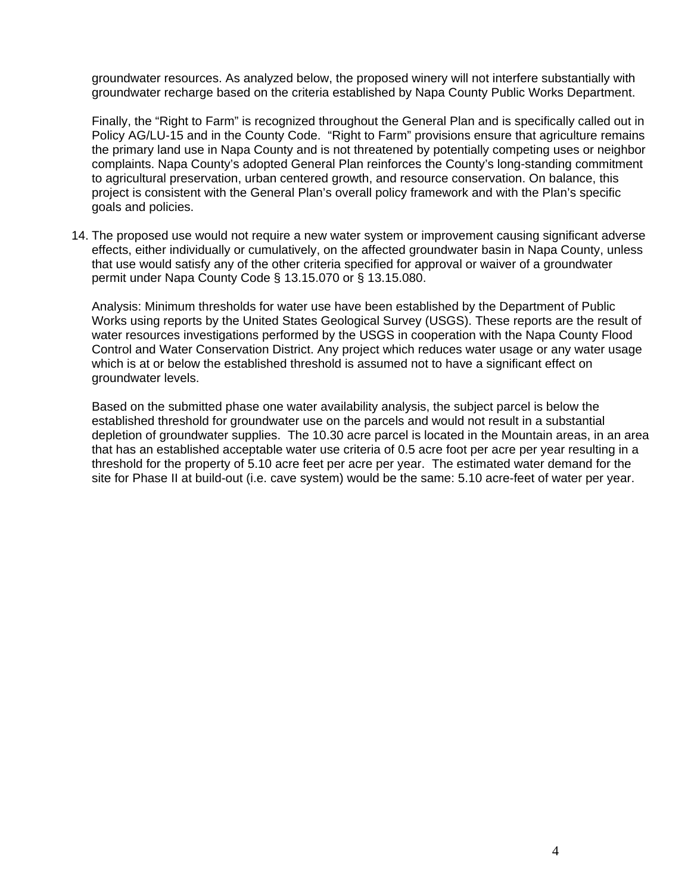groundwater resources. As analyzed below, the proposed winery will not interfere substantially with groundwater recharge based on the criteria established by Napa County Public Works Department.

Finally, the "Right to Farm" is recognized throughout the General Plan and is specifically called out in Policy AG/LU-15 and in the County Code. "Right to Farm" provisions ensure that agriculture remains the primary land use in Napa County and is not threatened by potentially competing uses or neighbor complaints. Napa County's adopted General Plan reinforces the County's long-standing commitment to agricultural preservation, urban centered growth, and resource conservation. On balance, this project is consistent with the General Plan's overall policy framework and with the Plan's specific goals and policies.

14. The proposed use would not require a new water system or improvement causing significant adverse effects, either individually or cumulatively, on the affected groundwater basin in Napa County, unless that use would satisfy any of the other criteria specified for approval or waiver of a groundwater permit under Napa County Code § 13.15.070 or § 13.15.080.

    Analysis: Minimum thresholds for water use have been established by the Department of Public Works using reports by the United States Geological Survey (USGS). These reports are the result of water resources investigations performed by the USGS in cooperation with the Napa County Flood Control and Water Conservation District. Any project which reduces water usage or any water usage which is at or below the established threshold is assumed not to have a significant effect on groundwater levels.

    Based on the submitted phase one water availability analysis, the subject parcel is below the established threshold for groundwater use on the parcels and would not result in a substantial depletion of groundwater supplies. The 10.30 acre parcel is located in the Mountain areas, in an area that has an established acceptable water use criteria of 0.5 acre foot per acre per year resulting in a threshold for the property of 5.10 acre feet per acre per year. The estimated water demand for the site for Phase II at build-out (i.e. cave system) would be the same: 5.10 acre-feet of water per year.